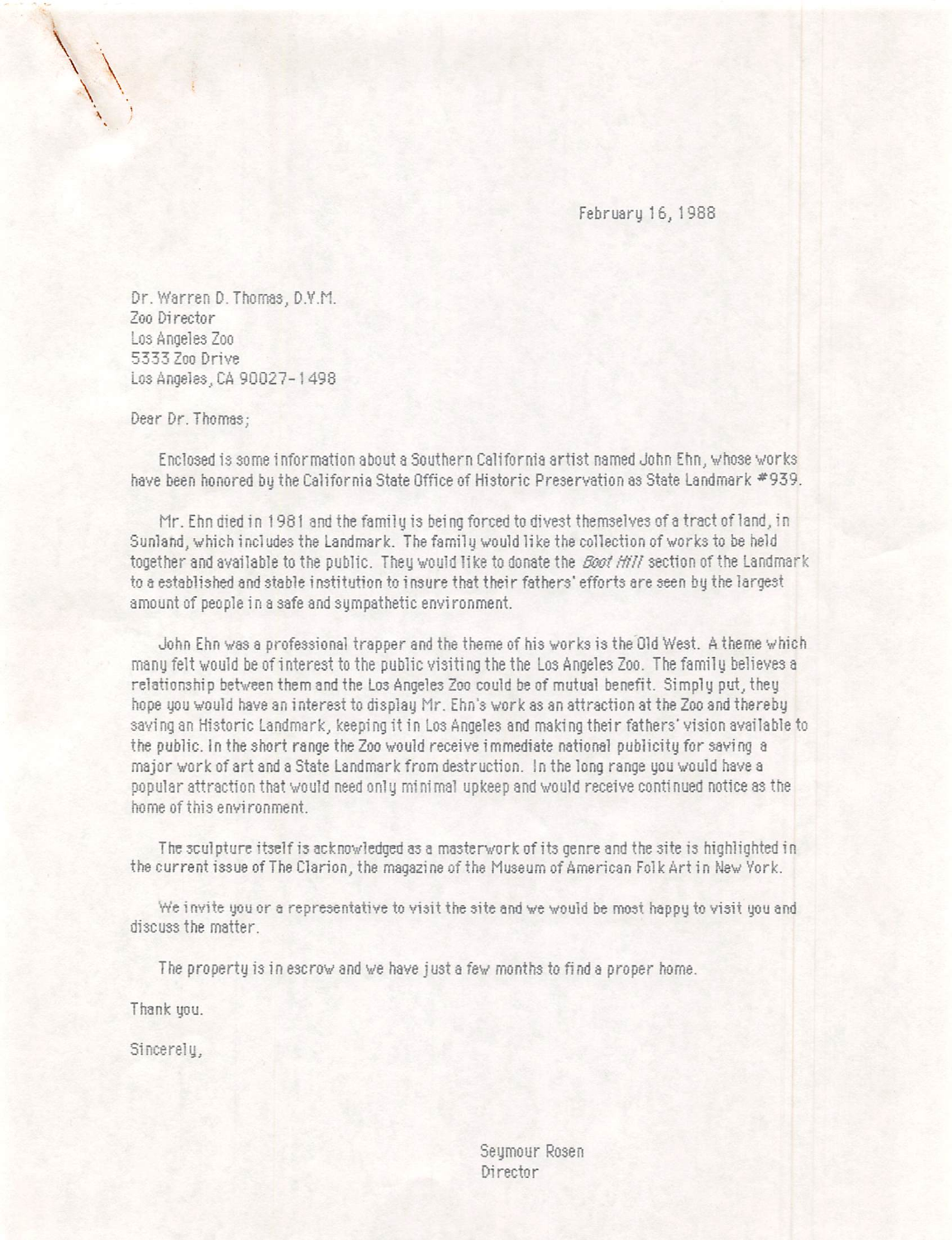February 16, 1988

Dr. Warren D. Thomas, D.Y.M.
Zoo Director
Los Angeles Zoo
5333 Zoo Drive
Los Angeles, CA 90027-1498

Dear Dr. Thomas;

Enclosed is some information about a Southern California artist named John Ehn, whose works have been honored by the California State Office of Historic Preservation as State Landmark #939.

Mr. Ehn died in 1981 and the family is being forced to divest themselves of a tract of land, in Sunland, which includes the Landmark. The family would like the collection of works to be held together and available to the public. They would like to donate the *Boot Hill* section of the Landmark to a established and stable institution to insure that their fathers' efforts are seen by the largest amount of people in a safe and sympathetic environment.

John Ehn was a professional trapper and the theme of his works is the Old West. A theme which many felt would be of interest to the public visiting the the Los Angeles Zoo. The family believes a relationship between them and the Los Angeles Zoo could be of mutual benefit. Simply put, they hope you would have an interest to display Mr. Ehn's work as an attraction at the Zoo and thereby saving an Historic Landmark, keeping it in Los Angeles and making their fathers' vision available to the public. In the short range the Zoo would receive immediate national publicity for saving a major work of art and a State Landmark from destruction. In the long range you would have a popular attraction that would need only minimal upkeep and would receive continued notice as the home of this environment.

The sculpture itself is acknowledged as a masterwork of its genre and the site is highlighted in the current issue of The Clarion, the magazine of the Museum of American Folk Art in New York.

We invite you or a representative to visit the site and we would be most happy to visit you and discuss the matter.

The property is in escrow and we have just a few months to find a proper home.

Thank you.

Sincerely,

Seymour Rosen
Director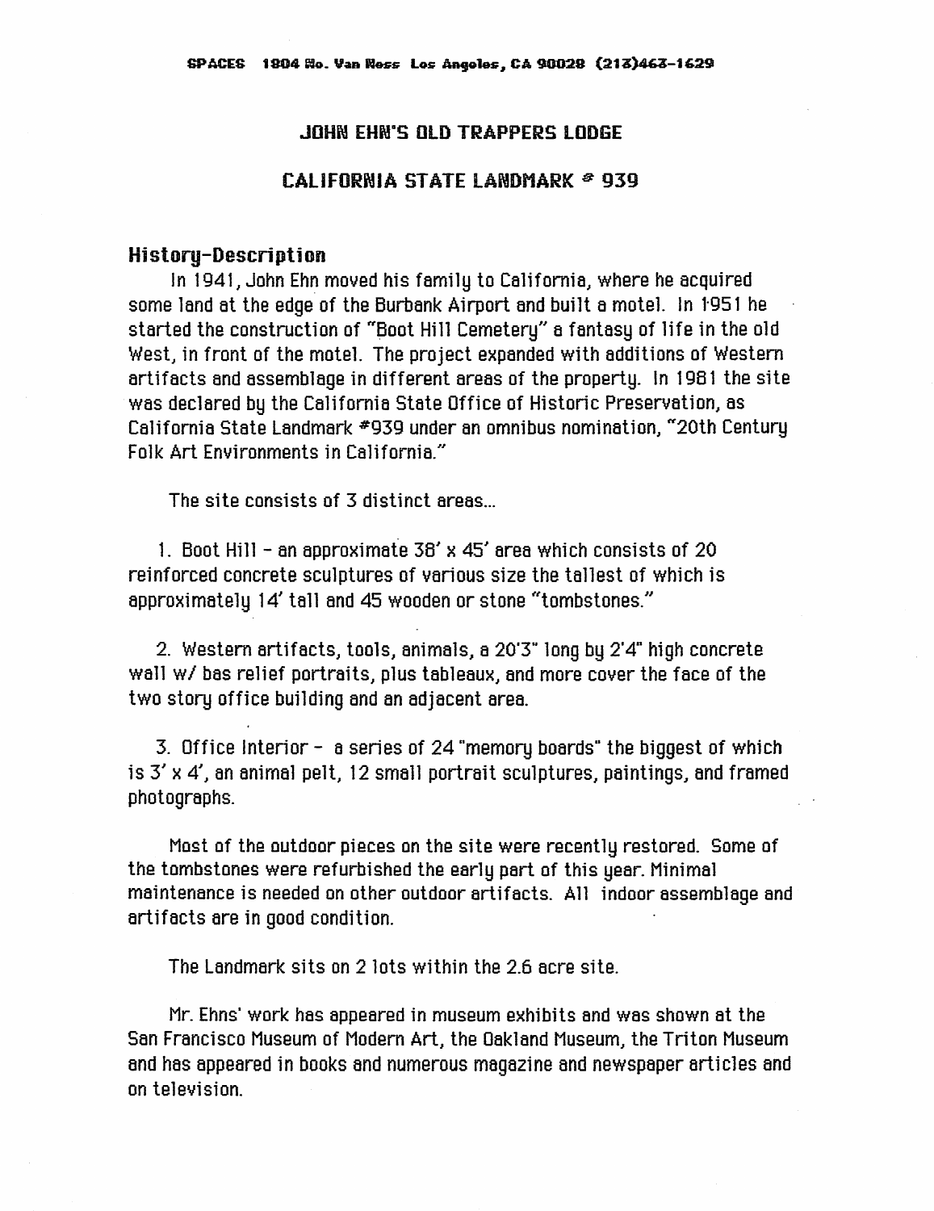SPACES 1804 No. Van Ness Los Angeles, CA 90028 (213)463-1629

# JOHN EHN'S OLD TRAPPERS LODGE

## CALIFORNIA STATE LANDMARK # 939

### History-Description

In 1941, John Ehn moved his family to California, where he acquired some land at the edge of the Burbank Airport and built a motel. In 1951 he started the construction of "Boot Hill Cemetery" a fantasy of life in the old West, in front of the motel. The project expanded with additions of Western artifacts and assemblage in different areas of the property. In 1981 the site was declared by the California State Office of Historic Preservation, as California State Landmark #939 under an omnibus nomination, "20th Century Folk Art Environments in California."

The site consists of 3 distinct areas...

1. Boot Hill - an approximate 38' x 45' area which consists of 20 reinforced concrete sculptures of various size the tallest of which is approximately 14' tall and 45 wooden or stone "tombstones."

2. Western artifacts, tools, animals, a 20'3" long by 2'4" high concrete wall w/ bas relief portraits, plus tableaux, and more cover the face of the two story office building and an adjacent area.

3. Office Interior - a series of 24 "memory boards" the biggest of which is 3' x 4', an animal pelt, 12 small portrait sculptures, paintings, and framed photographs.

Most of the outdoor pieces on the site were recently restored. Some of the tombstones were refurbished the early part of this year. Minimal maintenance is needed on other outdoor artifacts. All indoor assemblage and artifacts are in good condition.

The Landmark sits on 2 lots within the 2.6 acre site.

Mr. Ehns' work has appeared in museum exhibits and was shown at the San Francisco Museum of Modern Art, the Oakland Museum, the Triton Museum and has appeared in books and numerous magazine and newspaper articles and on television.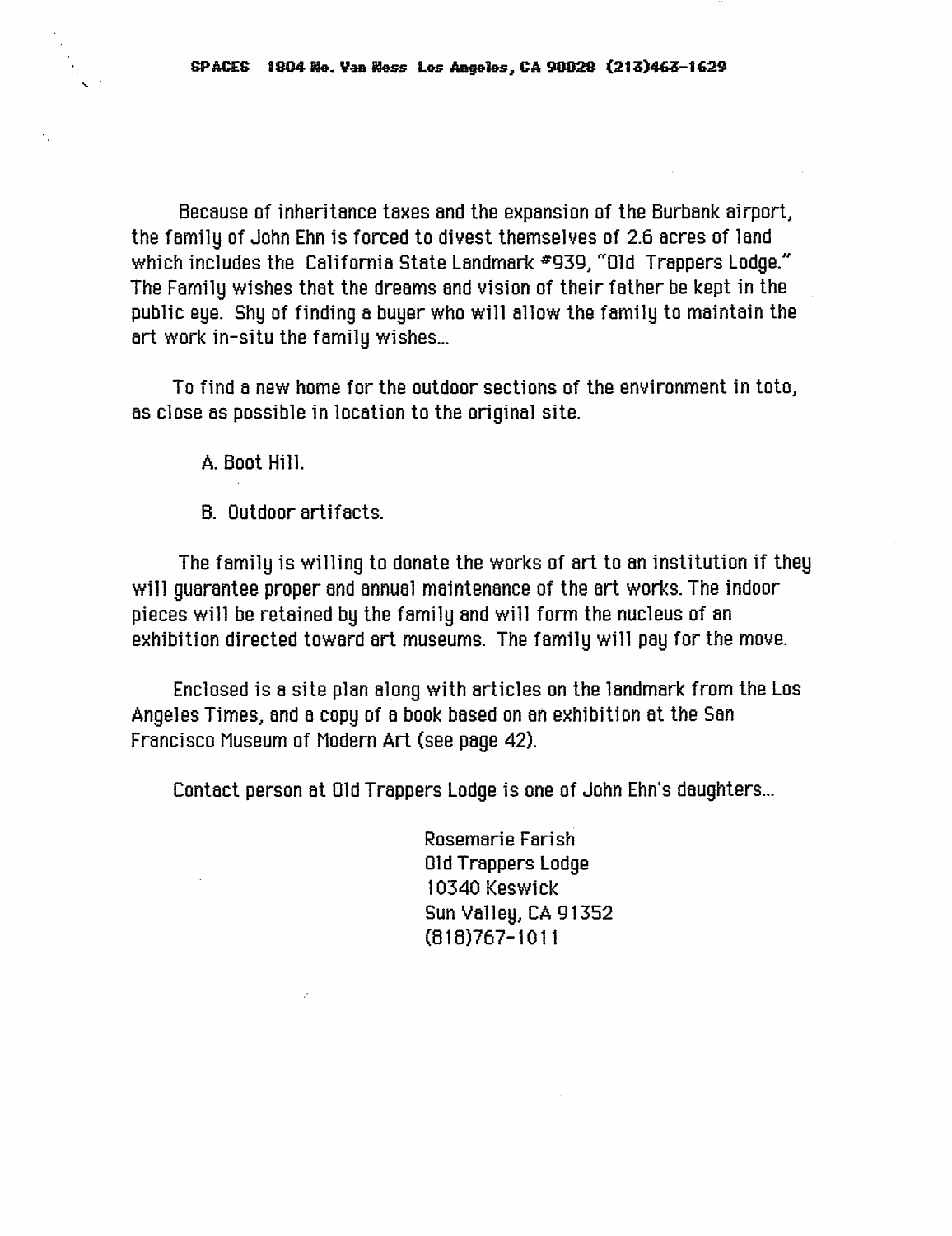SPACES 1804 No. Van Ness Los Angeles, CA 90028 (213)463-1629

Because of inheritance taxes and the expansion of the Burbank airport, the family of John Ehn is forced to divest themselves of 2.6 acres of land which includes the California State Landmark #939, "Old Trappers Lodge." The Family wishes that the dreams and vision of their father be kept in the public eye. Shy of finding a buyer who will allow the family to maintain the art work in-situ the family wishes...

To find a new home for the outdoor sections of the environment in toto, as close as possible in location to the original site.

A. Boot Hill.

B. Outdoor artifacts.

The family is willing to donate the works of art to an institution if they will guarantee proper and annual maintenance of the art works. The indoor pieces will be retained by the family and will form the nucleus of an exhibition directed toward art museums. The family will pay for the move.

Enclosed is a site plan along with articles on the landmark from the Los Angeles Times, and a copy of a book based on an exhibition at the San Francisco Museum of Modern Art (see page 42).

Contact person at Old Trappers Lodge is one of John Ehn's daughters...

Rosemarie Farish
Old Trappers Lodge
10340 Keswick
Sun Valley, CA 91352
(818)767-1011